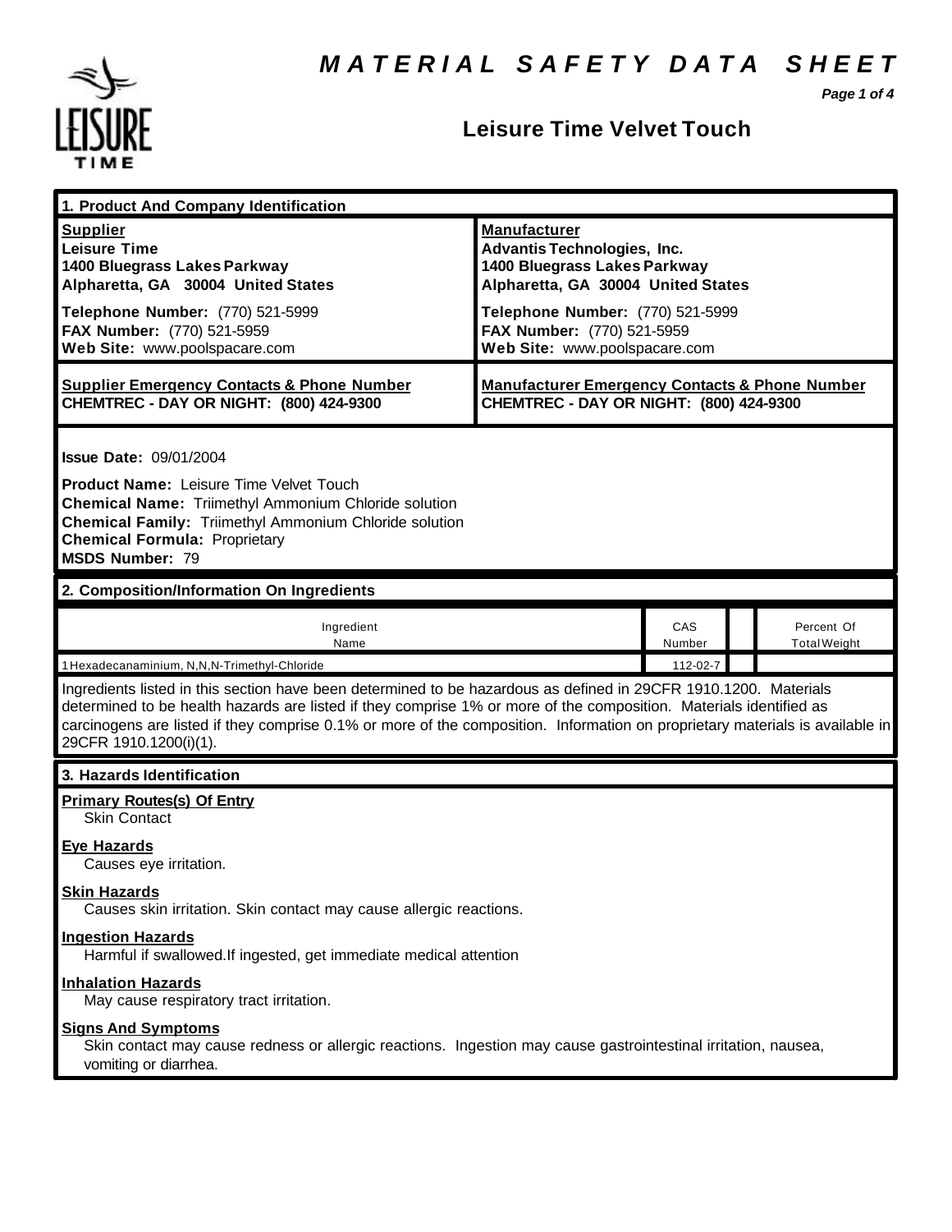# MATERIAL SAFETY DATA SHEET

## Leisure Time Velvet Touch

### 1. Product And Company Identification

| **Supplier** | **Manufacturer** |
|---|---|
| **Leisure Time** | **Advantis Technologies, Inc.** |
| **1400 Bluegrass Lakes Parkway** | **1400 Bluegrass Lakes Parkway** |
| **Alpharetta, GA 30004 United States** | **Alpharetta, GA 30004 United States** |
| **Telephone Number:** (770) 521-5999 | **Telephone Number:** (770) 521-5999 |
| **FAX Number:** (770) 521-5959 | **FAX Number:** (770) 521-5959 |
| **Web Site:** www.poolspacare.com | **Web Site:** www.poolspacare.com |
| **Supplier Emergency Contacts & Phone Number** | **Manufacturer Emergency Contacts & Phone Number** |
| **CHEMTREC - DAY OR NIGHT: (800) 424-9300** | **CHEMTREC - DAY OR NIGHT: (800) 424-9300** |

**Issue Date:** 09/01/2004

**Product Name:** Leisure Time Velvet Touch
**Chemical Name:** Triimethyl Ammonium Chloride solution
**Chemical Family:** Triimethyl Ammonium Chloride solution
**Chemical Formula:** Proprietary
**MSDS Number:** 79

### 2. Composition/Information On Ingredients

| Ingredient Name | CAS Number | | Percent Of Total Weight |
|---|---|---|---|
| 1Hexadecanaminium, N,N,N-Trimethyl-Chloride | 112-02-7 | | |

Ingredients listed in this section have been determined to be hazardous as defined in 29CFR 1910.1200. Materials determined to be health hazards are listed if they comprise 1% or more of the composition. Materials identified as carcinogens are listed if they comprise 0.1% or more of the composition. Information on proprietary materials is available in 29CFR 1910.1200(i)(1).

### 3. Hazards Identification

**Primary Routes(s) Of Entry**
Skin Contact

**Eye Hazards**
Causes eye irritation.

**Skin Hazards**
Causes skin irritation. Skin contact may cause allergic reactions.

**Ingestion Hazards**
Harmful if swallowed.If ingested, get immediate medical attention

**Inhalation Hazards**
May cause respiratory tract irritation.

**Signs And Symptoms**
Skin contact may cause redness or allergic reactions. Ingestion may cause gastrointestinal irritation, nausea, vomiting or diarrhea.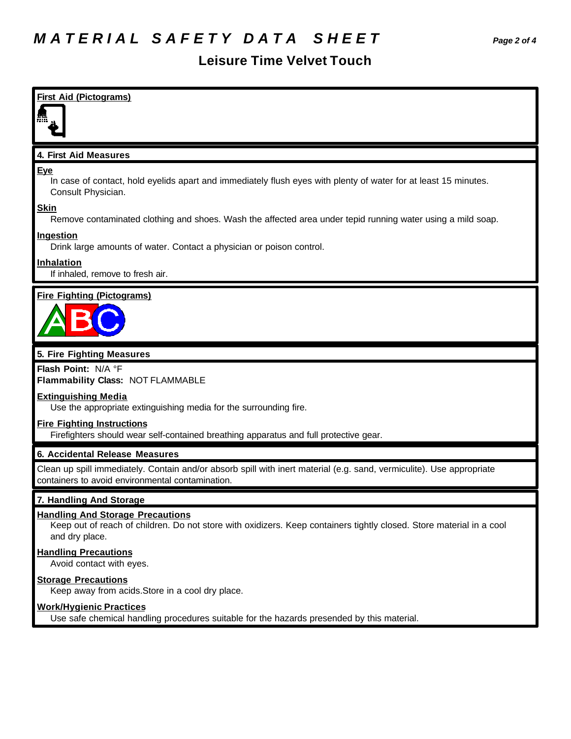# MATERIAL SAFETY DATA SHEET

## Leisure Time Velvet Touch

**First Aid (Pictograms)**

### 4. First Aid Measures

**Eye**

In case of contact, hold eyelids apart and immediately flush eyes with plenty of water for at least 15 minutes. Consult Physician.

**Skin**

Remove contaminated clothing and shoes. Wash the affected area under tepid running water using a mild soap.

**Ingestion**

Drink large amounts of water. Contact a physician or poison control.

**Inhalation**

If inhaled, remove to fresh air.

**Fire Fighting (Pictograms)**

### 5. Fire Fighting Measures

**Flash Point:** N/A °F
**Flammability Class:** NOT FLAMMABLE

**Extinguishing Media**

Use the appropriate extinguishing media for the surrounding fire.

**Fire Fighting Instructions**

Firefighters should wear self-contained breathing apparatus and full protective gear.

### 6. Accidental Release Measures

Clean up spill immediately. Contain and/or absorb spill with inert material (e.g. sand, vermiculite). Use appropriate containers to avoid environmental contamination.

### 7. Handling And Storage

**Handling And Storage Precautions**

Keep out of reach of children. Do not store with oxidizers. Keep containers tightly closed. Store material in a cool and dry place.

**Handling Precautions**

Avoid contact with eyes.

**Storage Precautions**

Keep away from acids.Store in a cool dry place.

**Work/Hygienic Practices**

Use safe chemical handling procedures suitable for the hazards presended by this material.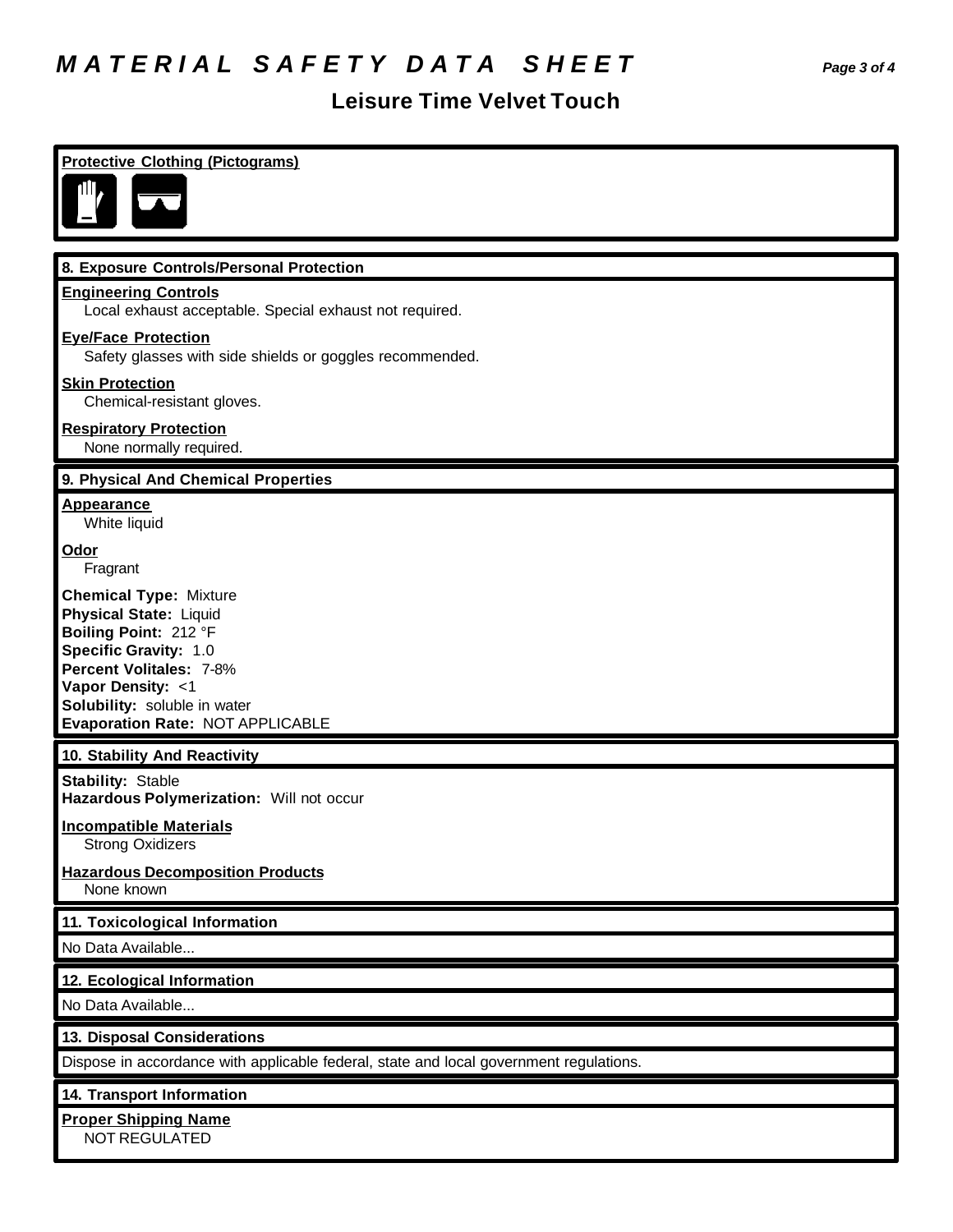## Protective Clothing (Pictograms)

## 8. Exposure Controls/Personal Protection

**Engineering Controls**

Local exhaust acceptable. Special exhaust not required.

**Eye/Face Protection**

Safety glasses with side shields or goggles recommended.

**Skin Protection**

Chemical-resistant gloves.

**Respiratory Protection**

None normally required.

## 9. Physical And Chemical Properties

**Appearance**

White liquid

**Odor**

Fragrant

**Chemical Type:** Mixture
**Physical State:** Liquid
**Boiling Point:** 212 °F
**Specific Gravity:** 1.0
**Percent Volitales:** 7-8%
**Vapor Density:** <1
**Solubility:** soluble in water
**Evaporation Rate:** NOT APPLICABLE

## 10. Stability And Reactivity

**Stability:** Stable
**Hazardous Polymerization:** Will not occur

**Incompatible Materials**

Strong Oxidizers

**Hazardous Decomposition Products**

None known

## 11. Toxicological Information

No Data Available...

## 12. Ecological Information

No Data Available...

## 13. Disposal Considerations

Dispose in accordance with applicable federal, state and local government regulations.

## 14. Transport Information

**Proper Shipping Name**

NOT REGULATED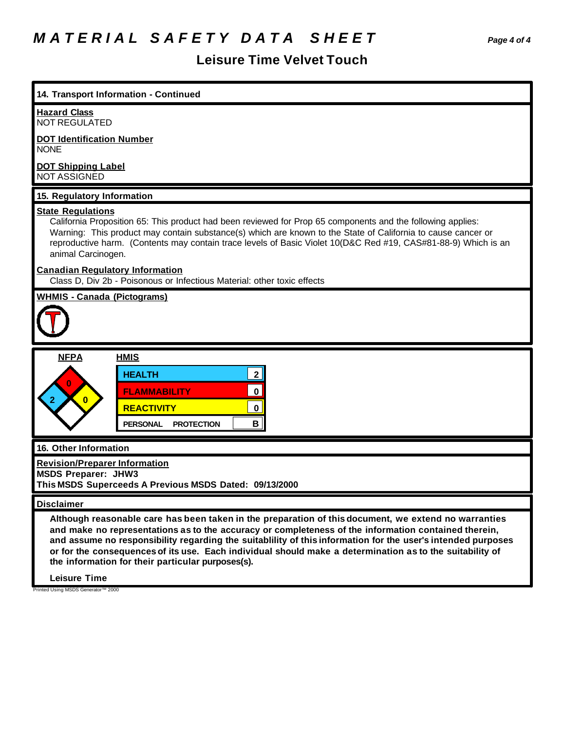# MATERIAL SAFETY DATA SHEET

## Leisure Time Velvet Touch

### 14. Transport Information - Continued

**Hazard Class**
NOT REGULATED

**DOT Identification Number**
NONE

**DOT Shipping Label**
NOT ASSIGNED

### 15. Regulatory Information

**State Regulations**

California Proposition 65: This product had been reviewed for Prop 65 components and the following applies: Warning: This product may contain substance(s) which are known to the State of California to cause cancer or reproductive harm. (Contents may contain trace levels of Basic Violet 10(D&C Red #19, CAS#81-88-9) Which is an animal Carcinogen.

**Canadian Regulatory Information**

Class D, Div 2b - Poisonous or Infectious Material: other toxic effects

**WHMIS - Canada (Pictograms)**

**NFPA**

0
2
0

**HMIS**

| | |
|---|---|
| HEALTH | 2 |
| FLAMMABILITY | 0 |
| REACTIVITY | 0 |
| PERSONAL PROTECTION | B |

### 16. Other Information

**Revision/Preparer Information**
**MSDS Preparer: JHW3**
**This MSDS Superceeds A Previous MSDS Dated: 09/13/2000**

### Disclaimer

**Although reasonable care has been taken in the preparation of this document, we extend no warranties and make no representations as to the accuracy or completeness of the information contained therein, and assume no responsibility regarding the suitablility of this information for the user's intended purposes or for the consequences of its use. Each individual should make a determination as to the suitability of the information for their particular purposes(s).**

**Leisure Time**

Printed Using MSDS Generator™ 2000